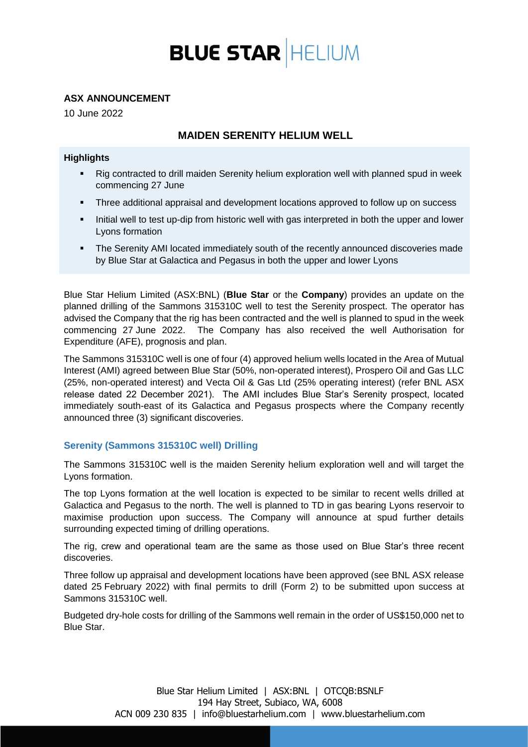# BLUE STAR HELIUM

**ASX ANNOUNCEMENT**

10 June 2022

## MAIDEN SERENITY HELIUM WELL

**Highlights**

- Rig contracted to drill maiden Serenity helium exploration well with planned spud in week commencing 27 June
- Three additional appraisal and development locations approved to follow up on success
- Initial well to test up-dip from historic well with gas interpreted in both the upper and lower Lyons formation
- The Serenity AMI located immediately south of the recently announced discoveries made by Blue Star at Galactica and Pegasus in both the upper and lower Lyons

Blue Star Helium Limited (ASX:BNL) (**Blue Star** or the **Company**) provides an update on the planned drilling of the Sammons 315310C well to test the Serenity prospect. The operator has advised the Company that the rig has been contracted and the well is planned to spud in the week commencing 27 June 2022. The Company has also received the well Authorisation for Expenditure (AFE), prognosis and plan.

The Sammons 315310C well is one of four (4) approved helium wells located in the Area of Mutual Interest (AMI) agreed between Blue Star (50%, non-operated interest), Prospero Oil and Gas LLC (25%, non-operated interest) and Vecta Oil & Gas Ltd (25% operating interest) (refer BNL ASX release dated 22 December 2021). The AMI includes Blue Star's Serenity prospect, located immediately south-east of its Galactica and Pegasus prospects where the Company recently announced three (3) significant discoveries.

### Serenity (Sammons 315310C well) Drilling

The Sammons 315310C well is the maiden Serenity helium exploration well and will target the Lyons formation.

The top Lyons formation at the well location is expected to be similar to recent wells drilled at Galactica and Pegasus to the north. The well is planned to TD in gas bearing Lyons reservoir to maximise production upon success. The Company will announce at spud further details surrounding expected timing of drilling operations.

The rig, crew and operational team are the same as those used on Blue Star's three recent discoveries.

Three follow up appraisal and development locations have been approved (see BNL ASX release dated 25 February 2022) with final permits to drill (Form 2) to be submitted upon success at Sammons 315310C well.

Budgeted dry-hole costs for drilling of the Sammons well remain in the order of US$150,000 net to Blue Star.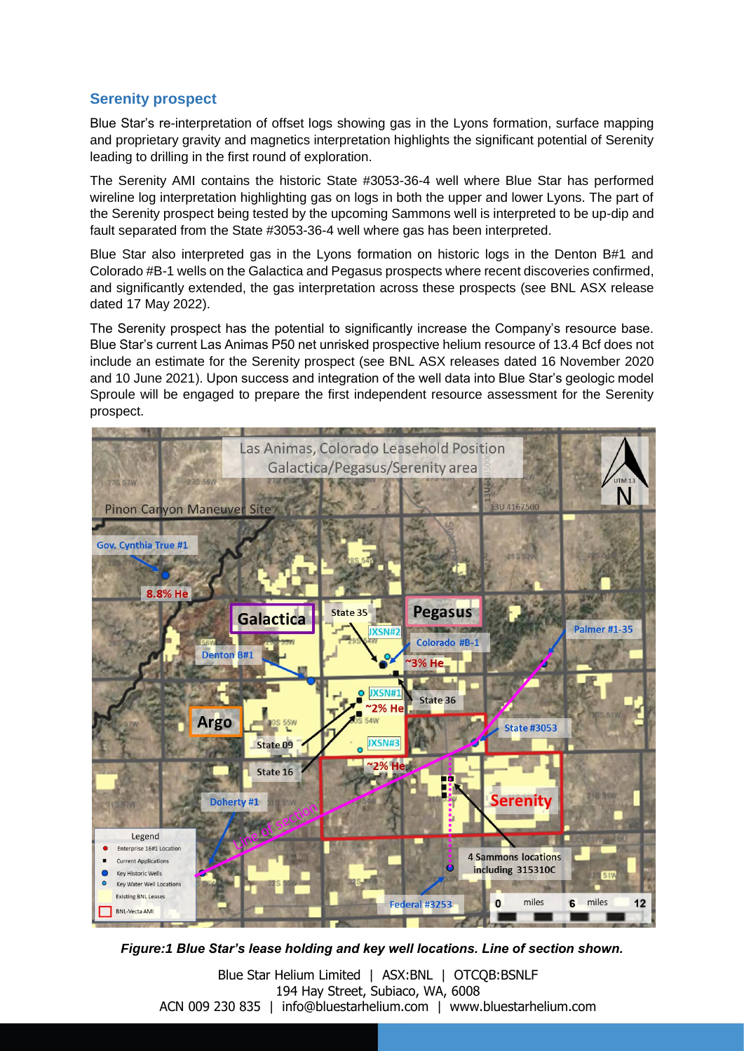## Serenity prospect

Blue Star's re-interpretation of offset logs showing gas in the Lyons formation, surface mapping and proprietary gravity and magnetics interpretation highlights the significant potential of Serenity leading to drilling in the first round of exploration.

The Serenity AMI contains the historic State #3053-36-4 well where Blue Star has performed wireline log interpretation highlighting gas on logs in both the upper and lower Lyons. The part of the Serenity prospect being tested by the upcoming Sammons well is interpreted to be up-dip and fault separated from the State #3053-36-4 well where gas has been interpreted.

Blue Star also interpreted gas in the Lyons formation on historic logs in the Denton B#1 and Colorado #B-1 wells on the Galactica and Pegasus prospects where recent discoveries confirmed, and significantly extended, the gas interpretation across these prospects (see BNL ASX release dated 17 May 2022).

The Serenity prospect has the potential to significantly increase the Company's resource base. Blue Star's current Las Animas P50 net unrisked prospective helium resource of 13.4 Bcf does not include an estimate for the Serenity prospect (see BNL ASX releases dated 16 November 2020 and 10 June 2021). Upon success and integration of the well data into Blue Star's geologic model Sproule will be engaged to prepare the first independent resource assessment for the Serenity prospect.

***Figure:1 Blue Star's lease holding and key well locations. Line of section shown.***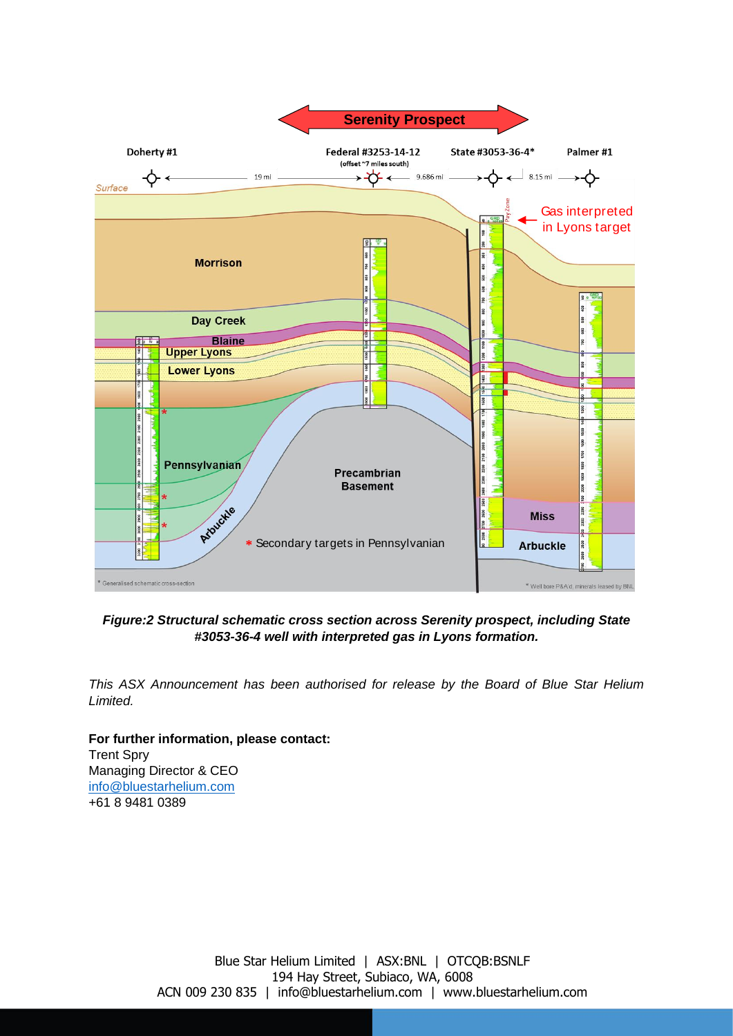*Figure:2 Structural schematic cross section across Serenity prospect, including State #3053-36-4 well with interpreted gas in Lyons formation.*

*This ASX Announcement has been authorised for release by the Board of Blue Star Helium Limited.*

**For further information, please contact:**
Trent Spry
Managing Director & CEO
info@bluestarhelium.com
+61 8 9481 0389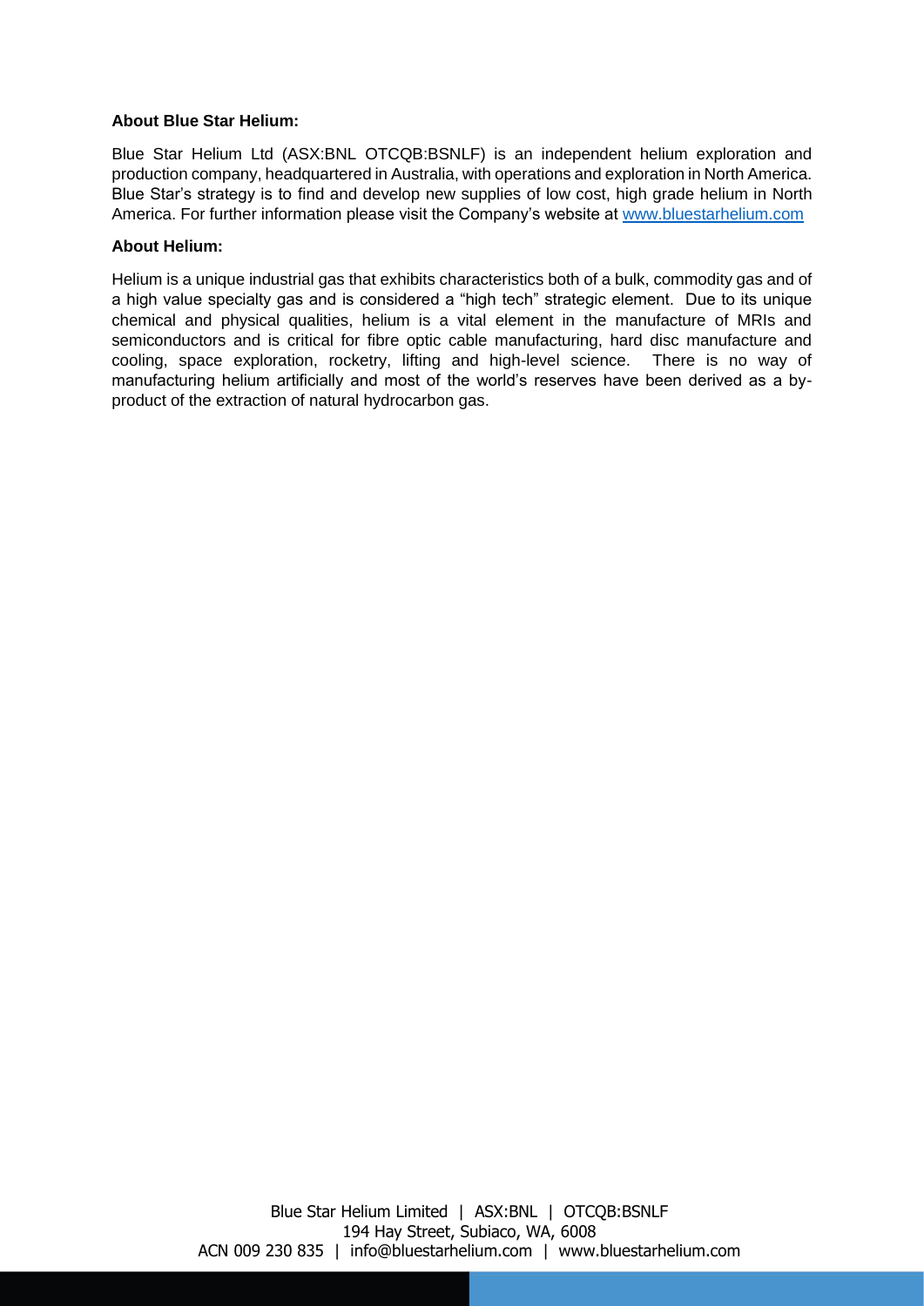**About Blue Star Helium:**

Blue Star Helium Ltd (ASX:BNL OTCQB:BSNLF) is an independent helium exploration and production company, headquartered in Australia, with operations and exploration in North America. Blue Star's strategy is to find and develop new supplies of low cost, high grade helium in North America. For further information please visit the Company's website at www.bluestarhelium.com

**About Helium:**

Helium is a unique industrial gas that exhibits characteristics both of a bulk, commodity gas and of a high value specialty gas and is considered a "high tech" strategic element. Due to its unique chemical and physical qualities, helium is a vital element in the manufacture of MRIs and semiconductors and is critical for fibre optic cable manufacturing, hard disc manufacture and cooling, space exploration, rocketry, lifting and high-level science. There is no way of manufacturing helium artificially and most of the world's reserves have been derived as a by-product of the extraction of natural hydrocarbon gas.